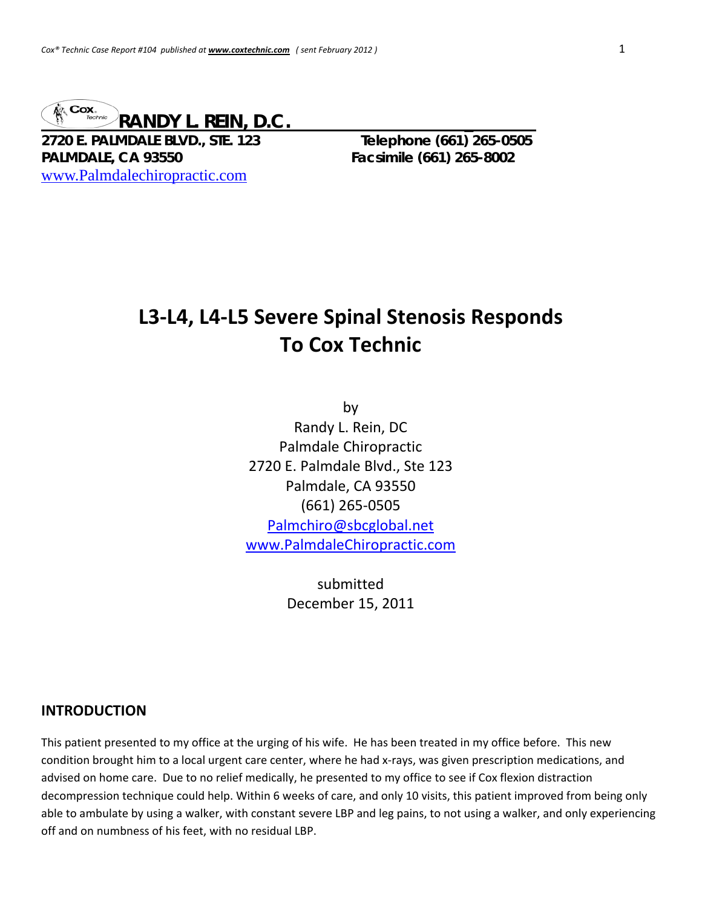**RANDY L. REIN, D.C.**

**2720 E. PALMDALE BLVD., STE. 123** **Telephone (661) 265-0505**
**PALMDALE, CA 93550** **Facsimile (661) 265-8002**
www.Palmdalechiropractic.com

# L3-L4, L4-L5 Severe Spinal Stenosis Responds To Cox Technic

by
Randy L. Rein, DC
Palmdale Chiropractic
2720 E. Palmdale Blvd., Ste 123
Palmdale, CA 93550
(661) 265-0505
Palmchiro@sbcglobal.net
www.PalmdaleChiropractic.com

submitted
December 15, 2011

## INTRODUCTION

This patient presented to my office at the urging of his wife. He has been treated in my office before. This new condition brought him to a local urgent care center, where he had x-rays, was given prescription medications, and advised on home care. Due to no relief medically, he presented to my office to see if Cox flexion distraction decompression technique could help. Within 6 weeks of care, and only 10 visits, this patient improved from being only able to ambulate by using a walker, with constant severe LBP and leg pains, to not using a walker, and only experiencing off and on numbness of his feet, with no residual LBP.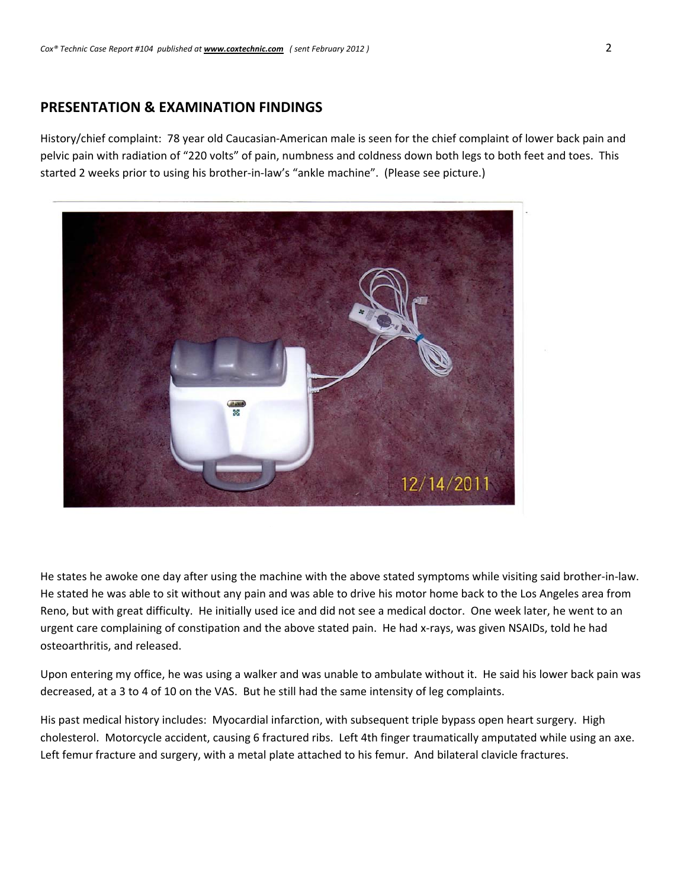## PRESENTATION & EXAMINATION FINDINGS

History/chief complaint: 78 year old Caucasian-American male is seen for the chief complaint of lower back pain and pelvic pain with radiation of "220 volts" of pain, numbness and coldness down both legs to both feet and toes. This started 2 weeks prior to using his brother-in-law's "ankle machine". (Please see picture.)

He states he awoke one day after using the machine with the above stated symptoms while visiting said brother-in-law. He stated he was able to sit without any pain and was able to drive his motor home back to the Los Angeles area from Reno, but with great difficulty. He initially used ice and did not see a medical doctor. One week later, he went to an urgent care complaining of constipation and the above stated pain. He had x-rays, was given NSAIDs, told he had osteoarthritis, and released.

Upon entering my office, he was using a walker and was unable to ambulate without it. He said his lower back pain was decreased, at a 3 to 4 of 10 on the VAS. But he still had the same intensity of leg complaints.

His past medical history includes: Myocardial infarction, with subsequent triple bypass open heart surgery. High cholesterol. Motorcycle accident, causing 6 fractured ribs. Left 4th finger traumatically amputated while using an axe. Left femur fracture and surgery, with a metal plate attached to his femur. And bilateral clavicle fractures.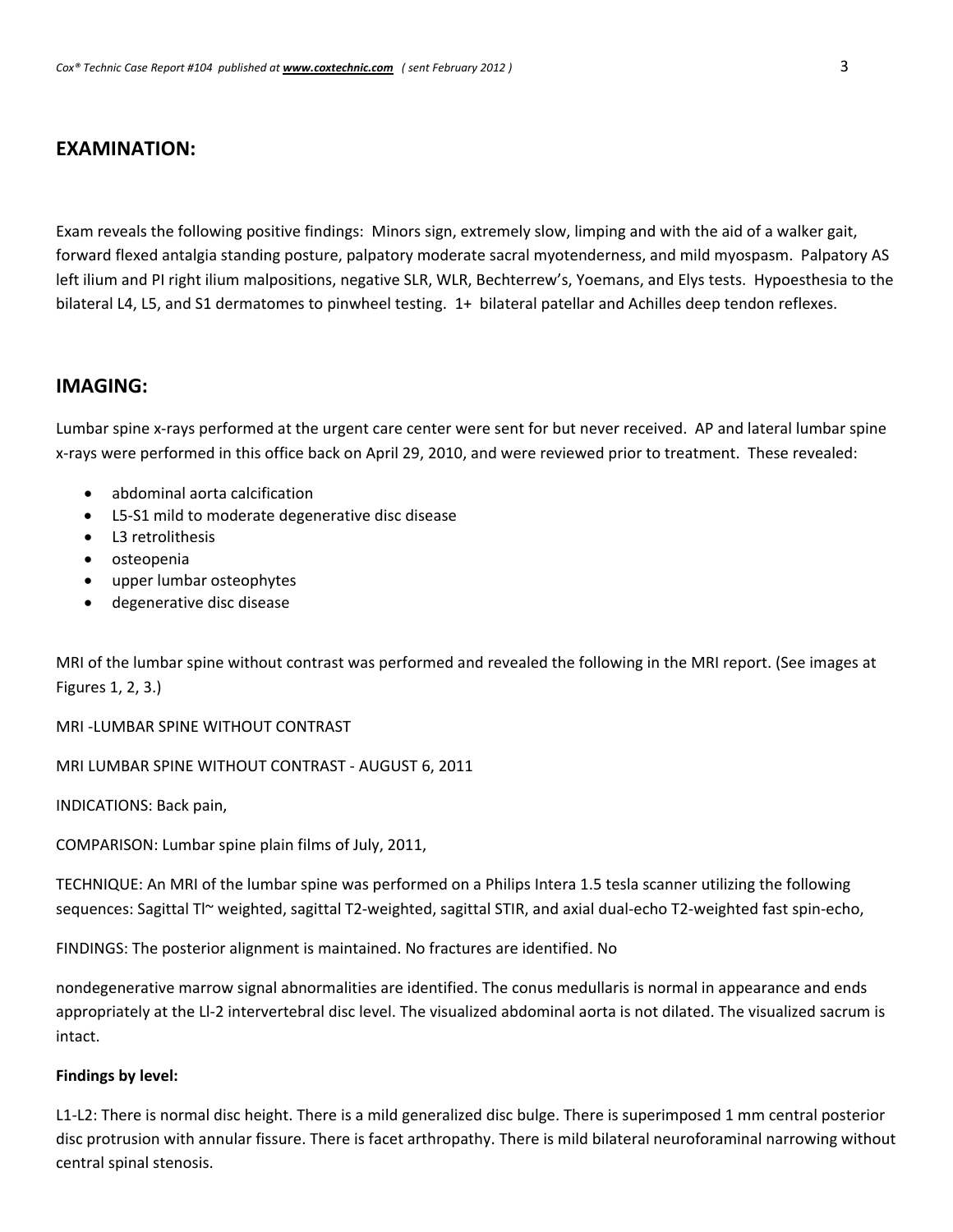## EXAMINATION:

Exam reveals the following positive findings: Minors sign, extremely slow, limping and with the aid of a walker gait, forward flexed antalgia standing posture, palpatory moderate sacral myotenderness, and mild myospasm. Palpatory AS left ilium and PI right ilium malpositions, negative SLR, WLR, Bechterrew's, Yoemans, and Elys tests. Hypoesthesia to the bilateral L4, L5, and S1 dermatomes to pinwheel testing. 1+ bilateral patellar and Achilles deep tendon reflexes.

## IMAGING:

Lumbar spine x-rays performed at the urgent care center were sent for but never received. AP and lateral lumbar spine x-rays were performed in this office back on April 29, 2010, and were reviewed prior to treatment. These revealed:

- abdominal aorta calcification
- L5-S1 mild to moderate degenerative disc disease
- L3 retrolithesis
- osteopenia
- upper lumbar osteophytes
- degenerative disc disease

MRI of the lumbar spine without contrast was performed and revealed the following in the MRI report. (See images at Figures 1, 2, 3.)

MRI -LUMBAR SPINE WITHOUT CONTRAST

MRI LUMBAR SPINE WITHOUT CONTRAST - AUGUST 6, 2011

INDICATIONS: Back pain,

COMPARISON: Lumbar spine plain films of July, 2011,

TECHNIQUE: An MRI of the lumbar spine was performed on a Philips Intera 1.5 tesla scanner utilizing the following sequences: Sagittal Tl~ weighted, sagittal T2-weighted, sagittal STIR, and axial dual-echo T2-weighted fast spin-echo,

FINDINGS: The posterior alignment is maintained. No fractures are identified. No

nondegenerative marrow signal abnormalities are identified. The conus medullaris is normal in appearance and ends appropriately at the Ll-2 intervertebral disc level. The visualized abdominal aorta is not dilated. The visualized sacrum is intact.

**Findings by level:**

L1-L2: There is normal disc height. There is a mild generalized disc bulge. There is superimposed 1 mm central posterior disc protrusion with annular fissure. There is facet arthropathy. There is mild bilateral neuroforaminal narrowing without central spinal stenosis.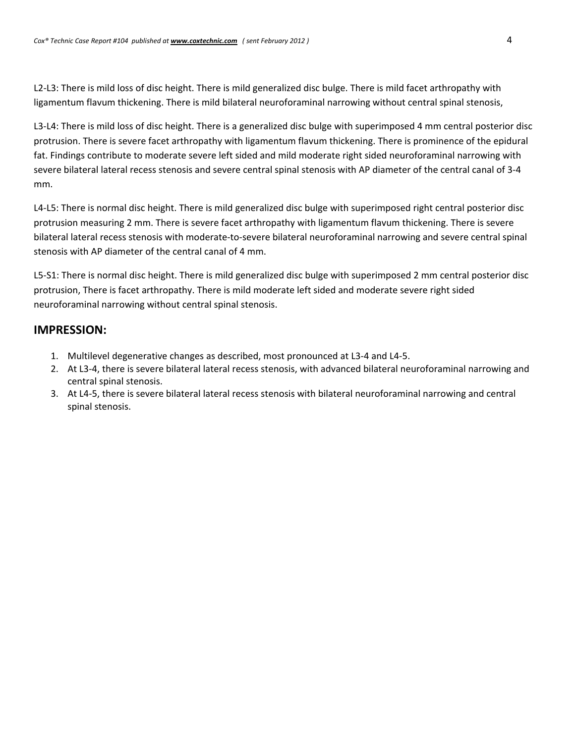L2-L3: There is mild loss of disc height. There is mild generalized disc bulge. There is mild facet arthropathy with ligamentum flavum thickening. There is mild bilateral neuroforaminal narrowing without central spinal stenosis,

L3-L4: There is mild loss of disc height. There is a generalized disc bulge with superimposed 4 mm central posterior disc protrusion. There is severe facet arthropathy with ligamentum flavum thickening. There is prominence of the epidural fat. Findings contribute to moderate severe left sided and mild moderate right sided neuroforaminal narrowing with severe bilateral lateral recess stenosis and severe central spinal stenosis with AP diameter of the central canal of 3-4 mm.

L4-L5: There is normal disc height. There is mild generalized disc bulge with superimposed right central posterior disc protrusion measuring 2 mm. There is severe facet arthropathy with ligamentum flavum thickening. There is severe bilateral lateral recess stenosis with moderate-to-severe bilateral neuroforaminal narrowing and severe central spinal stenosis with AP diameter of the central canal of 4 mm.

L5-S1: There is normal disc height. There is mild generalized disc bulge with superimposed 2 mm central posterior disc protrusion, There is facet arthropathy. There is mild moderate left sided and moderate severe right sided neuroforaminal narrowing without central spinal stenosis.

## IMPRESSION:

1. Multilevel degenerative changes as described, most pronounced at L3-4 and L4-5.
2. At L3-4, there is severe bilateral lateral recess stenosis, with advanced bilateral neuroforaminal narrowing and central spinal stenosis.
3. At L4-5, there is severe bilateral lateral recess stenosis with bilateral neuroforaminal narrowing and central spinal stenosis.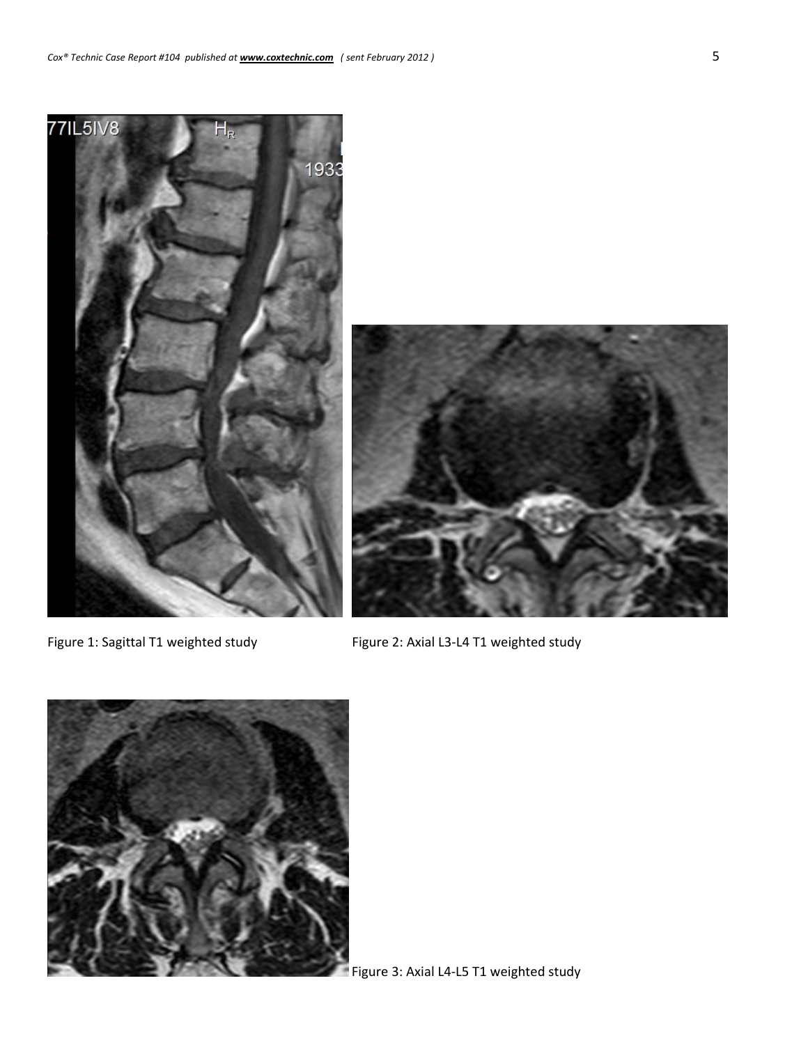Figure 1: Sagittal T1 weighted study

Figure 2: Axial L3-L4 T1 weighted study

Figure 3: Axial L4-L5 T1 weighted study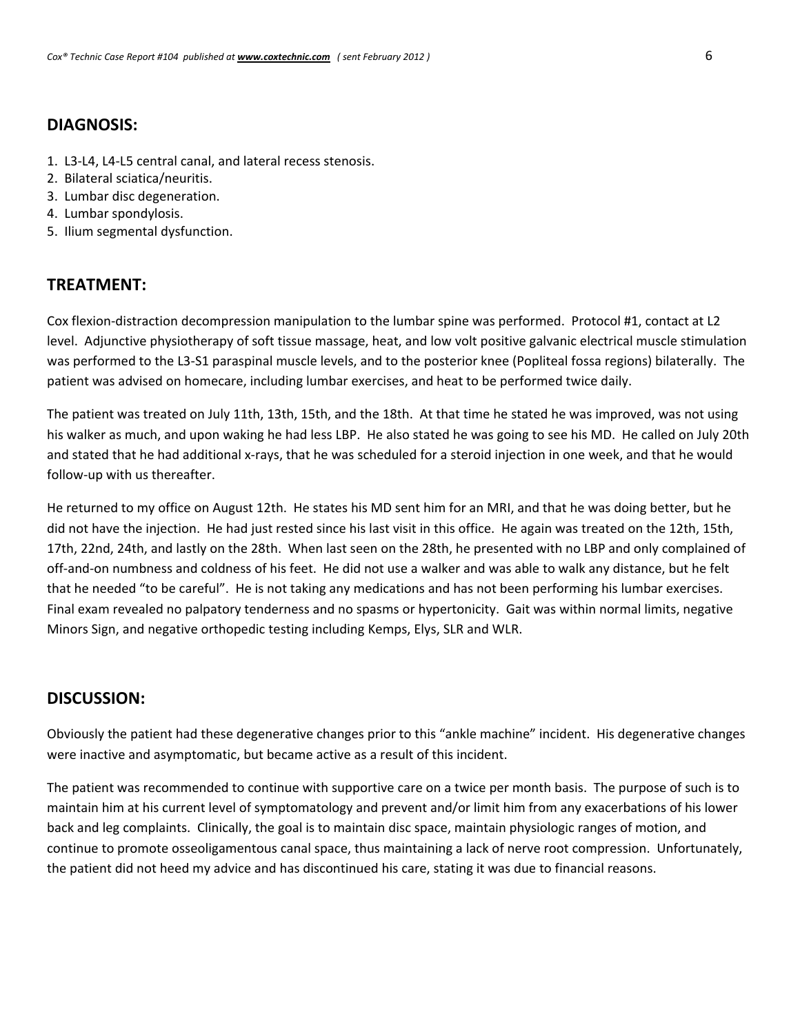## DIAGNOSIS:

1. L3-L4, L4-L5 central canal, and lateral recess stenosis.
2. Bilateral sciatica/neuritis.
3. Lumbar disc degeneration.
4. Lumbar spondylosis.
5. Ilium segmental dysfunction.

## TREATMENT:

Cox flexion-distraction decompression manipulation to the lumbar spine was performed. Protocol #1, contact at L2 level. Adjunctive physiotherapy of soft tissue massage, heat, and low volt positive galvanic electrical muscle stimulation was performed to the L3-S1 paraspinal muscle levels, and to the posterior knee (Popliteal fossa regions) bilaterally. The patient was advised on homecare, including lumbar exercises, and heat to be performed twice daily.

The patient was treated on July 11th, 13th, 15th, and the 18th. At that time he stated he was improved, was not using his walker as much, and upon waking he had less LBP. He also stated he was going to see his MD. He called on July 20th and stated that he had additional x-rays, that he was scheduled for a steroid injection in one week, and that he would follow-up with us thereafter.

He returned to my office on August 12th. He states his MD sent him for an MRI, and that he was doing better, but he did not have the injection. He had just rested since his last visit in this office. He again was treated on the 12th, 15th, 17th, 22nd, 24th, and lastly on the 28th. When last seen on the 28th, he presented with no LBP and only complained of off-and-on numbness and coldness of his feet. He did not use a walker and was able to walk any distance, but he felt that he needed "to be careful". He is not taking any medications and has not been performing his lumbar exercises. Final exam revealed no palpatory tenderness and no spasms or hypertonicity. Gait was within normal limits, negative Minors Sign, and negative orthopedic testing including Kemps, Elys, SLR and WLR.

## DISCUSSION:

Obviously the patient had these degenerative changes prior to this "ankle machine" incident. His degenerative changes were inactive and asymptomatic, but became active as a result of this incident.

The patient was recommended to continue with supportive care on a twice per month basis. The purpose of such is to maintain him at his current level of symptomatology and prevent and/or limit him from any exacerbations of his lower back and leg complaints. Clinically, the goal is to maintain disc space, maintain physiologic ranges of motion, and continue to promote osseoligamentous canal space, thus maintaining a lack of nerve root compression. Unfortunately, the patient did not heed my advice and has discontinued his care, stating it was due to financial reasons.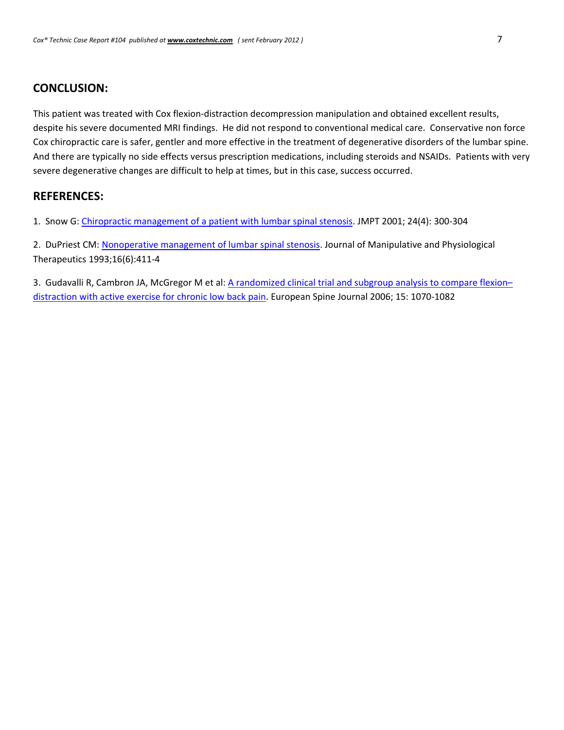## CONCLUSION:

This patient was treated with Cox flexion-distraction decompression manipulation and obtained excellent results, despite his severe documented MRI findings. He did not respond to conventional medical care. Conservative non force Cox chiropractic care is safer, gentler and more effective in the treatment of degenerative disorders of the lumbar spine. And there are typically no side effects versus prescription medications, including steroids and NSAIDs. Patients with very severe degenerative changes are difficult to help at times, but in this case, success occurred.

## REFERENCES:

1. Snow G: Chiropractic management of a patient with lumbar spinal stenosis. JMPT 2001; 24(4): 300-304

2. DuPriest CM: Nonoperative management of lumbar spinal stenosis. Journal of Manipulative and Physiological Therapeutics 1993;16(6):411-4

3. Gudavalli R, Cambron JA, McGregor M et al: A randomized clinical trial and subgroup analysis to compare flexion–distraction with active exercise for chronic low back pain. European Spine Journal 2006; 15: 1070-1082